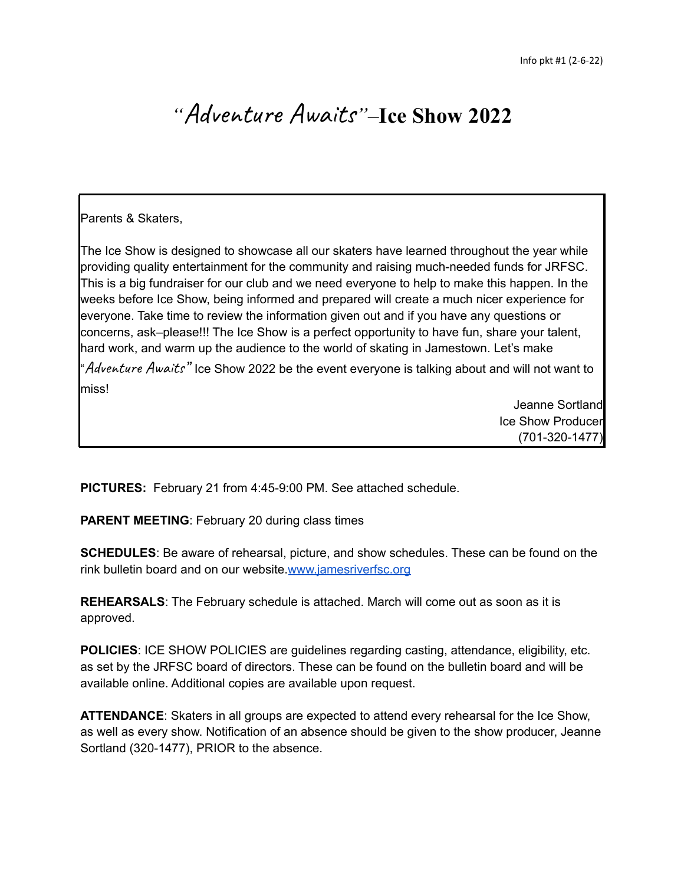Info pkt #1 (2-6-22)

# "*Adventure Awaits*"–Ice Show 2022

Parents & Skaters,

The Ice Show is designed to showcase all our skaters have learned throughout the year while providing quality entertainment for the community and raising much-needed funds for JRFSC. This is a big fundraiser for our club and we need everyone to help to make this happen. In the weeks before Ice Show, being informed and prepared will create a much nicer experience for everyone. Take time to review the information given out and if you have any questions or concerns, ask–please!!! The Ice Show is a perfect opportunity to have fun, share your talent, hard work, and warm up the audience to the world of skating in Jamestown. Let's make "*Adventure Awaits*" Ice Show 2022 be the event everyone is talking about and will not want to miss!

Jeanne Sortland
Ice Show Producer
(701-320-1477)

**PICTURES:** February 21 from 4:45-9:00 PM. See attached schedule.

**PARENT MEETING**: February 20 during class times

**SCHEDULES**: Be aware of rehearsal, picture, and show schedules. These can be found on the rink bulletin board and on our website.[www.jamesriverfsc.org](http://www.jamesriverfsc.org)

**REHEARSALS**: The February schedule is attached. March will come out as soon as it is approved.

**POLICIES**: ICE SHOW POLICIES are guidelines regarding casting, attendance, eligibility, etc. as set by the JRFSC board of directors. These can be found on the bulletin board and will be available online. Additional copies are available upon request.

**ATTENDANCE**: Skaters in all groups are expected to attend every rehearsal for the Ice Show, as well as every show. Notification of an absence should be given to the show producer, Jeanne Sortland (320-1477), PRIOR to the absence.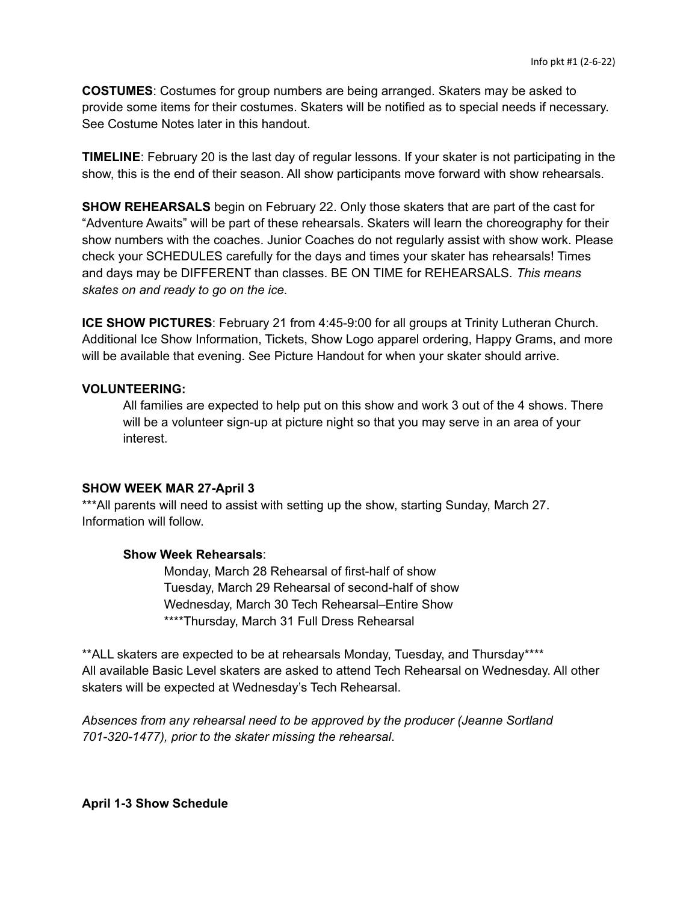**COSTUMES**: Costumes for group numbers are being arranged. Skaters may be asked to provide some items for their costumes. Skaters will be notified as to special needs if necessary. See Costume Notes later in this handout.

**TIMELINE**: February 20 is the last day of regular lessons. If your skater is not participating in the show, this is the end of their season. All show participants move forward with show rehearsals.

**SHOW REHEARSALS** begin on February 22. Only those skaters that are part of the cast for "Adventure Awaits" will be part of these rehearsals. Skaters will learn the choreography for their show numbers with the coaches. Junior Coaches do not regularly assist with show work. Please check your SCHEDULES carefully for the days and times your skater has rehearsals! Times and days may be DIFFERENT than classes. BE ON TIME for REHEARSALS. *This means skates on and ready to go on the ice.*

**ICE SHOW PICTURES**: February 21 from 4:45-9:00 for all groups at Trinity Lutheran Church. Additional Ice Show Information, Tickets, Show Logo apparel ordering, Happy Grams, and more will be available that evening. See Picture Handout for when your skater should arrive.

**VOLUNTEERING:**

All families are expected to help put on this show and work 3 out of the 4 shows. There will be a volunteer sign-up at picture night so that you may serve in an area of your interest.

**SHOW WEEK MAR 27-April 3**

***All parents will need to assist with setting up the show, starting Sunday, March 27. Information will follow.

**Show Week Rehearsals**:

Monday, March 28 Rehearsal of first-half of show
Tuesday, March 29 Rehearsal of second-half of show
Wednesday, March 30 Tech Rehearsal–Entire Show
****Thursday, March 31 Full Dress Rehearsal

**ALL skaters are expected to be at rehearsals Monday, Tuesday, and Thursday****
All available Basic Level skaters are asked to attend Tech Rehearsal on Wednesday. All other skaters will be expected at Wednesday's Tech Rehearsal.

*Absences from any rehearsal need to be approved by the producer (Jeanne Sortland 701-320-1477), prior to the skater missing the rehearsal.*

**April 1-3 Show Schedule**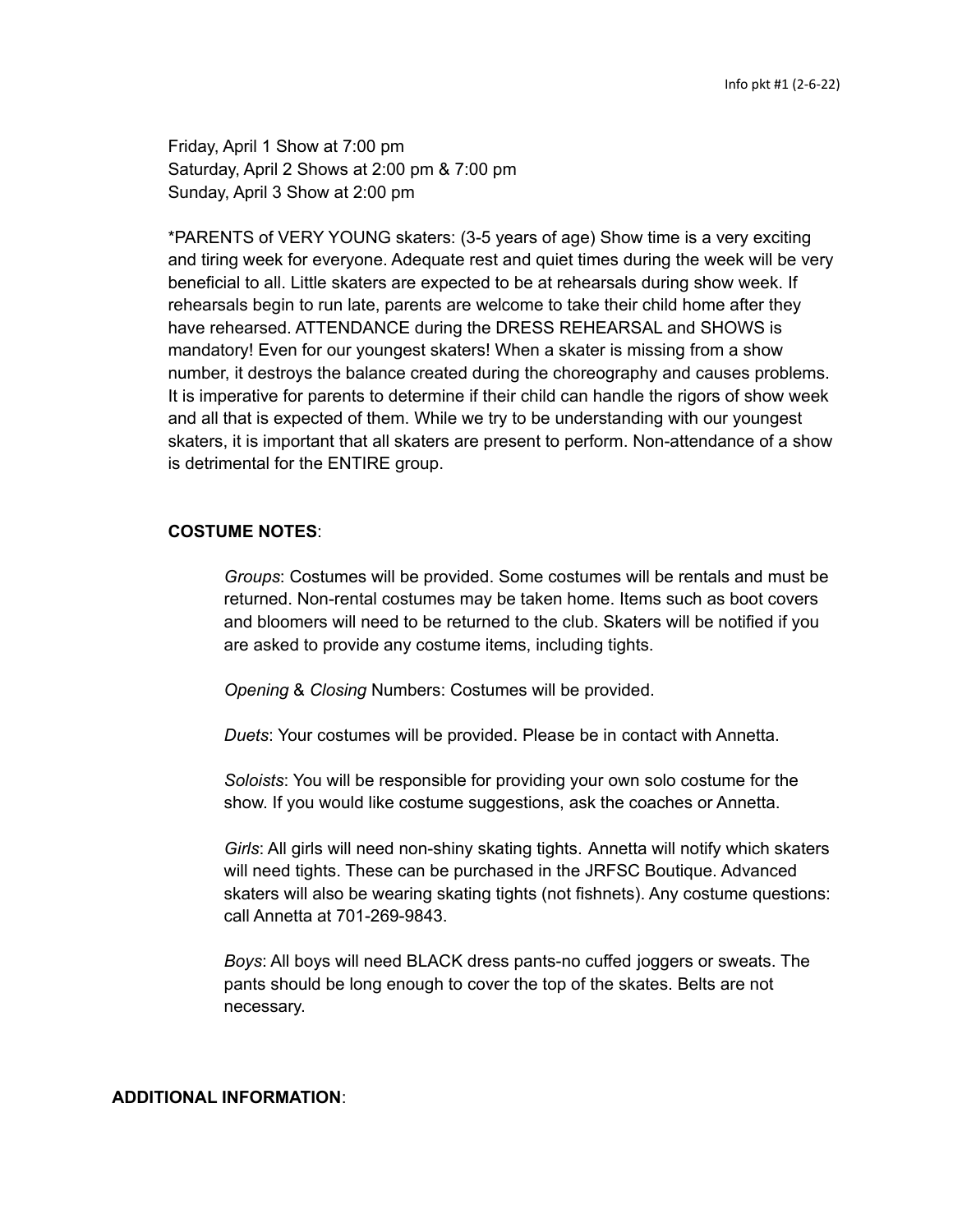Friday, April 1 Show at 7:00 pm
Saturday, April 2 Shows at 2:00 pm & 7:00 pm
Sunday, April 3 Show at 2:00 pm

*PARENTS of VERY YOUNG skaters: (3-5 years of age) Show time is a very exciting and tiring week for everyone. Adequate rest and quiet times during the week will be very beneficial to all. Little skaters are expected to be at rehearsals during show week. If rehearsals begin to run late, parents are welcome to take their child home after they have rehearsed. ATTENDANCE during the DRESS REHEARSAL and SHOWS is mandatory! Even for our youngest skaters! When a skater is missing from a show number, it destroys the balance created during the choreography and causes problems. It is imperative for parents to determine if their child can handle the rigors of show week and all that is expected of them. While we try to be understanding with our youngest skaters, it is important that all skaters are present to perform. Non-attendance of a show is detrimental for the ENTIRE group.

**COSTUME NOTES**:

*Groups*: Costumes will be provided. Some costumes will be rentals and must be returned. Non-rental costumes may be taken home. Items such as boot covers and bloomers will need to be returned to the club. Skaters will be notified if you are asked to provide any costume items, including tights.

*Opening* & *Closing* Numbers: Costumes will be provided.

*Duets*: Your costumes will be provided. Please be in contact with Annetta.

*Soloists*: You will be responsible for providing your own solo costume for the show. If you would like costume suggestions, ask the coaches or Annetta.

*Girls*: All girls will need non-shiny skating tights. Annetta will notify which skaters will need tights. These can be purchased in the JRFSC Boutique. Advanced skaters will also be wearing skating tights (not fishnets). Any costume questions: call Annetta at 701-269-9843.

*Boys*: All boys will need BLACK dress pants-no cuffed joggers or sweats. The pants should be long enough to cover the top of the skates. Belts are not necessary.

**ADDITIONAL INFORMATION**: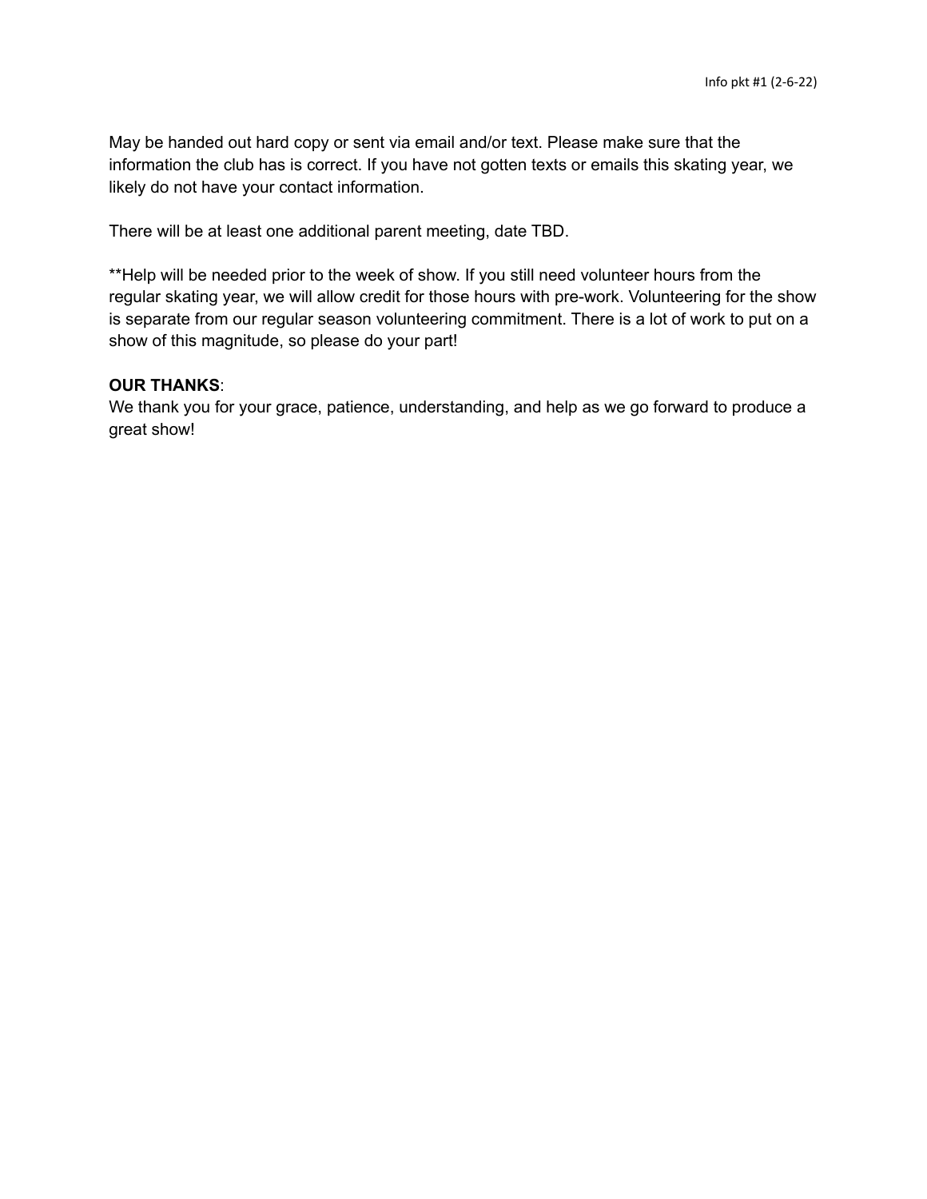May be handed out hard copy or sent via email and/or text. Please make sure that the information the club has is correct. If you have not gotten texts or emails this skating year, we likely do not have your contact information.

There will be at least one additional parent meeting, date TBD.

**Help will be needed prior to the week of show. If you still need volunteer hours from the regular skating year, we will allow credit for those hours with pre-work. Volunteering for the show is separate from our regular season volunteering commitment. There is a lot of work to put on a show of this magnitude, so please do your part!

**OUR THANKS**:
We thank you for your grace, patience, understanding, and help as we go forward to produce a great show!